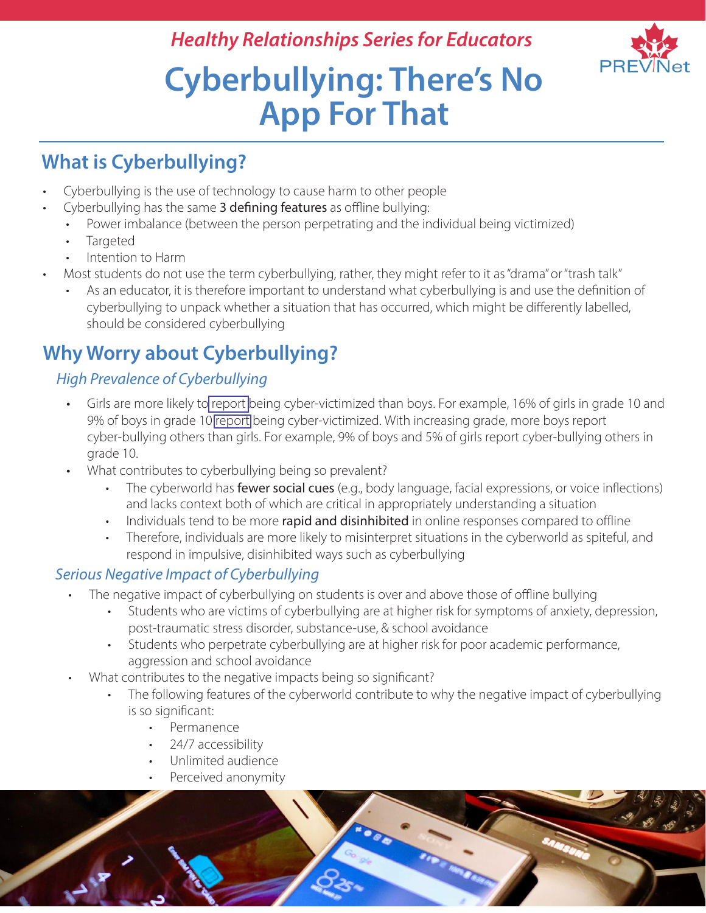*Healthy Relationships Series for Educators*

# Cyberbullying: There's No App For That

## What is Cyberbullying?

- Cyberbullying is the use of technology to cause harm to other people
- Cyberbullying has the same **3 defining features** as offline bullying:
  - Power imbalance (between the person perpetrating and the individual being victimized)
  - Targeted
  - Intention to Harm
- Most students do not use the term cyberbullying, rather, they might refer to it as "drama" or "trash talk"
  - As an educator, it is therefore important to understand what cyberbullying is and use the definition of cyberbullying to unpack whether a situation that has occurred, which might be differently labelled, should be considered cyberbullying

## Why Worry about Cyberbullying?

### *High Prevalence of Cyberbullying*

- Girls are more likely to report being cyber-victimized than boys. For example, 16% of girls in grade 10 and 9% of boys in grade 10 report being cyber-victimized. With increasing grade, more boys report cyber-bullying others than girls. For example, 9% of boys and 5% of girls report cyber-bullying others in grade 10.
- What contributes to cyberbullying being so prevalent?
  - The cyberworld has **fewer social cues** (e.g., body language, facial expressions, or voice inflections) and lacks context both of which are critical in appropriately understanding a situation
  - Individuals tend to be more **rapid and disinhibited** in online responses compared to offline
  - Therefore, individuals are more likely to misinterpret situations in the cyberworld as spiteful, and respond in impulsive, disinhibited ways such as cyberbullying

### *Serious Negative Impact of Cyberbullying*

- The negative impact of cyberbullying on students is over and above those of offline bullying
  - Students who are victims of cyberbullying are at higher risk for symptoms of anxiety, depression, post-traumatic stress disorder, substance-use, & school avoidance
  - Students who perpetrate cyberbullying are at higher risk for poor academic performance, aggression and school avoidance
- What contributes to the negative impacts being so significant?
  - The following features of the cyberworld contribute to why the negative impact of cyberbullying is so significant:
    - Permanence
    - 24/7 accessibility
    - Unlimited audience
    - Perceived anonymity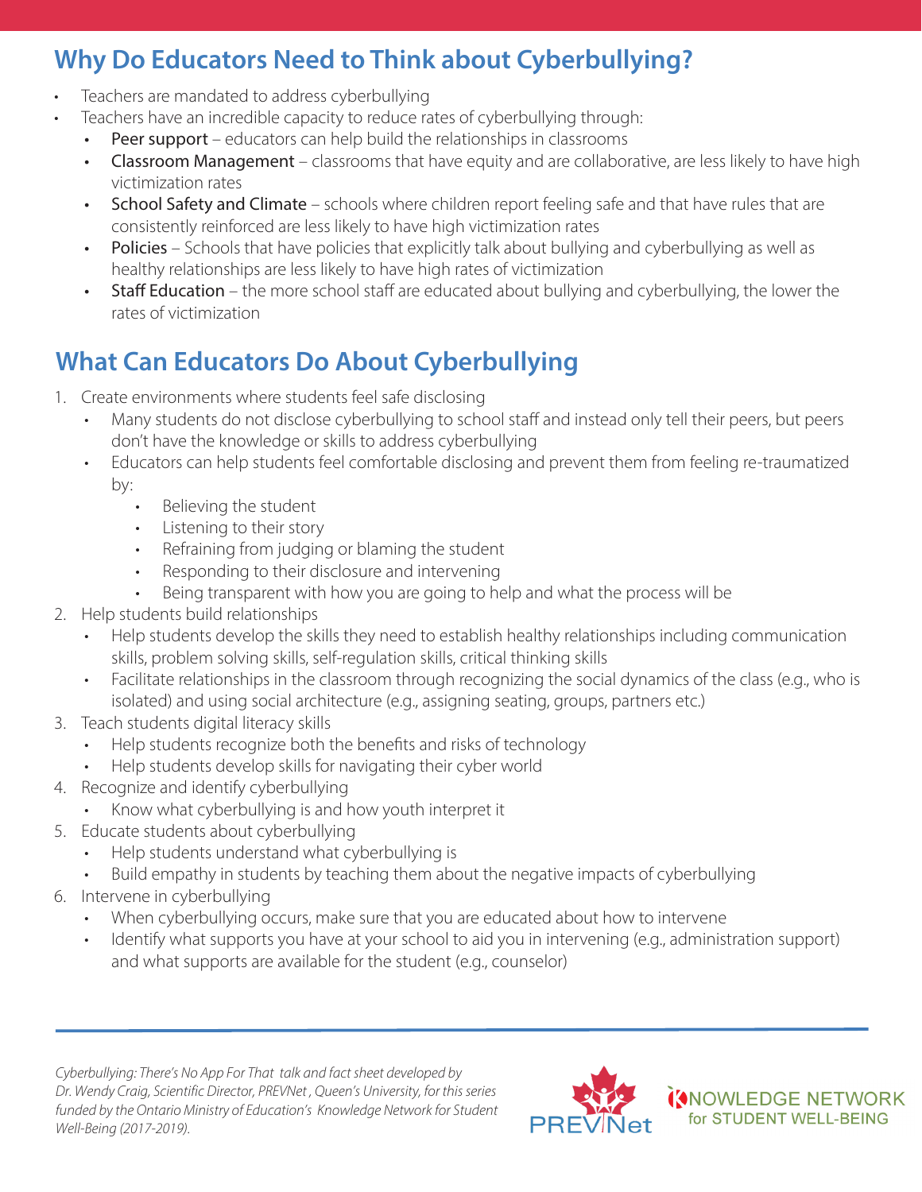## Why Do Educators Need to Think about Cyberbullying?

- Teachers are mandated to address cyberbullying
- Teachers have an incredible capacity to reduce rates of cyberbullying through:
    - Peer support – educators can help build the relationships in classrooms
    - Classroom Management – classrooms that have equity and are collaborative, are less likely to have high victimization rates
    - School Safety and Climate – schools where children report feeling safe and that have rules that are consistently reinforced are less likely to have high victimization rates
    - Policies – Schools that have policies that explicitly talk about bullying and cyberbullying as well as healthy relationships are less likely to have high rates of victimization
    - Staff Education – the more school staff are educated about bullying and cyberbullying, the lower the rates of victimization

## What Can Educators Do About Cyberbullying

1. Create environments where students feel safe disclosing
    - Many students do not disclose cyberbullying to school staff and instead only tell their peers, but peers don't have the knowledge or skills to address cyberbullying
    - Educators can help students feel comfortable disclosing and prevent them from feeling re-traumatized by:
        - Believing the student
        - Listening to their story
        - Refraining from judging or blaming the student
        - Responding to their disclosure and intervening
        - Being transparent with how you are going to help and what the process will be
2. Help students build relationships
    - Help students develop the skills they need to establish healthy relationships including communication skills, problem solving skills, self-regulation skills, critical thinking skills
    - Facilitate relationships in the classroom through recognizing the social dynamics of the class (e.g., who is isolated) and using social architecture (e.g., assigning seating, groups, partners etc.)
3. Teach students digital literacy skills
    - Help students recognize both the benefits and risks of technology
    - Help students develop skills for navigating their cyber world
4. Recognize and identify cyberbullying
    - Know what cyberbullying is and how youth interpret it
5. Educate students about cyberbullying
    - Help students understand what cyberbullying is
    - Build empathy in students by teaching them about the negative impacts of cyberbullying
6. Intervene in cyberbullying
    - When cyberbullying occurs, make sure that you are educated about how to intervene
    - Identify what supports you have at your school to aid you in intervening (e.g., administration support) and what supports are available for the student (e.g., counselor)

*Cyberbullying: There's No App For That talk and fact sheet developed by Dr. Wendy Craig, Scientific Director, PREVNet , Queen's University, for this series funded by the Ontario Ministry of Education's Knowledge Network for Student Well-Being (2017-2019).*

PREVNet

KNOWLEDGE NETWORK for STUDENT WELL-BEING